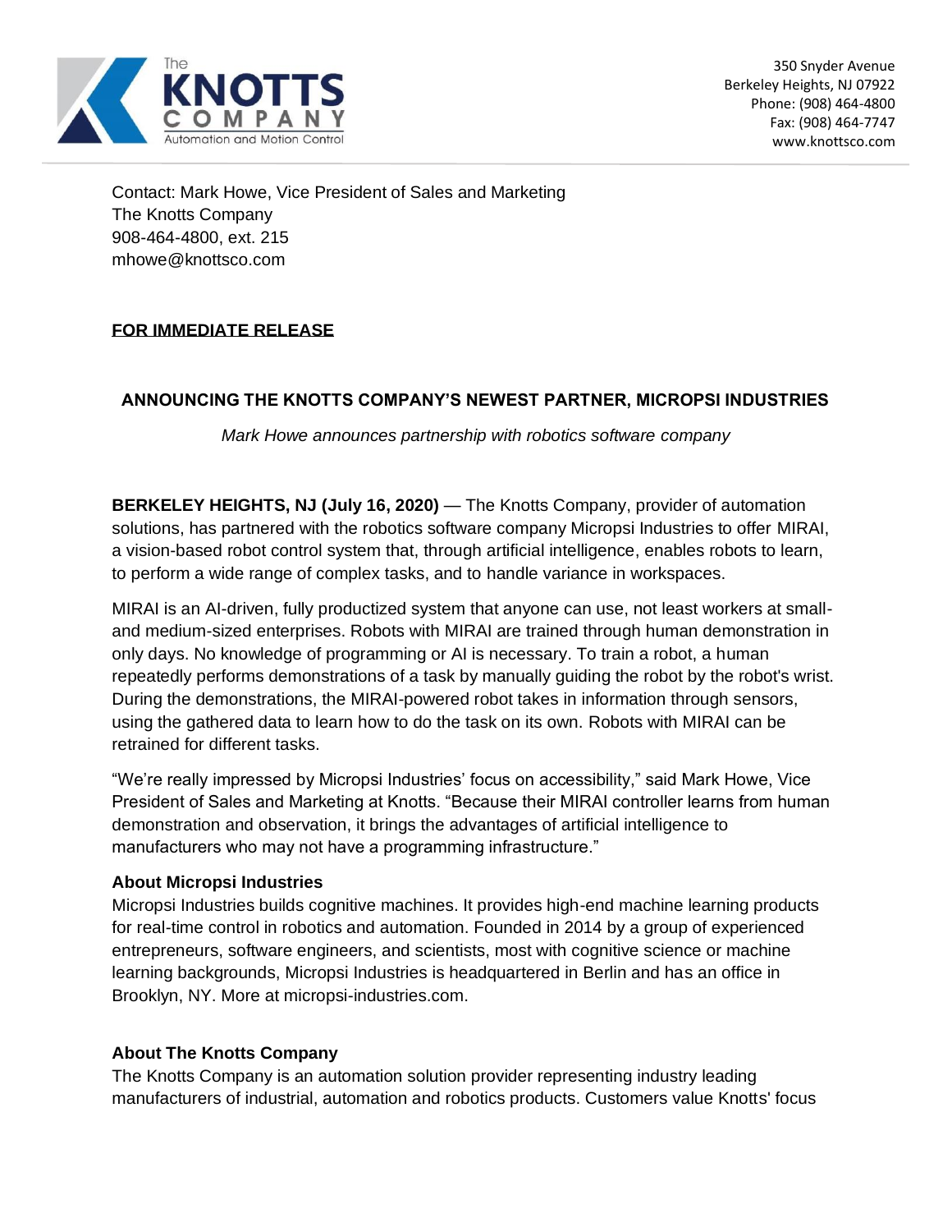The Knotts Company
Automation and Motion Control

350 Snyder Avenue
Berkeley Heights, NJ 07922
Phone: (908) 464-4800
Fax: (908) 464-7747
www.knottsco.com

Contact: Mark Howe, Vice President of Sales and Marketing
The Knotts Company
908-464-4800, ext. 215
mhowe@knottsco.com

**FOR IMMEDIATE RELEASE**

## ANNOUNCING THE KNOTTS COMPANY'S NEWEST PARTNER, MICROPSI INDUSTRIES

*Mark Howe announces partnership with robotics software company*

**BERKELEY HEIGHTS, NJ (July 16, 2020)** — The Knotts Company, provider of automation solutions, has partnered with the robotics software company Micropsi Industries to offer MIRAI, a vision-based robot control system that, through artificial intelligence, enables robots to learn, to perform a wide range of complex tasks, and to handle variance in workspaces.

MIRAI is an AI-driven, fully productized system that anyone can use, not least workers at small- and medium-sized enterprises. Robots with MIRAI are trained through human demonstration in only days. No knowledge of programming or AI is necessary. To train a robot, a human repeatedly performs demonstrations of a task by manually guiding the robot by the robot's wrist. During the demonstrations, the MIRAI-powered robot takes in information through sensors, using the gathered data to learn how to do the task on its own. Robots with MIRAI can be retrained for different tasks.

"We're really impressed by Micropsi Industries' focus on accessibility," said Mark Howe, Vice President of Sales and Marketing at Knotts. "Because their MIRAI controller learns from human demonstration and observation, it brings the advantages of artificial intelligence to manufacturers who may not have a programming infrastructure."

### About Micropsi Industries

Micropsi Industries builds cognitive machines. It provides high-end machine learning products for real-time control in robotics and automation. Founded in 2014 by a group of experienced entrepreneurs, software engineers, and scientists, most with cognitive science or machine learning backgrounds, Micropsi Industries is headquartered in Berlin and has an office in Brooklyn, NY. More at micropsi-industries.com.

### About The Knotts Company

The Knotts Company is an automation solution provider representing industry leading manufacturers of industrial, automation and robotics products. Customers value Knotts' focus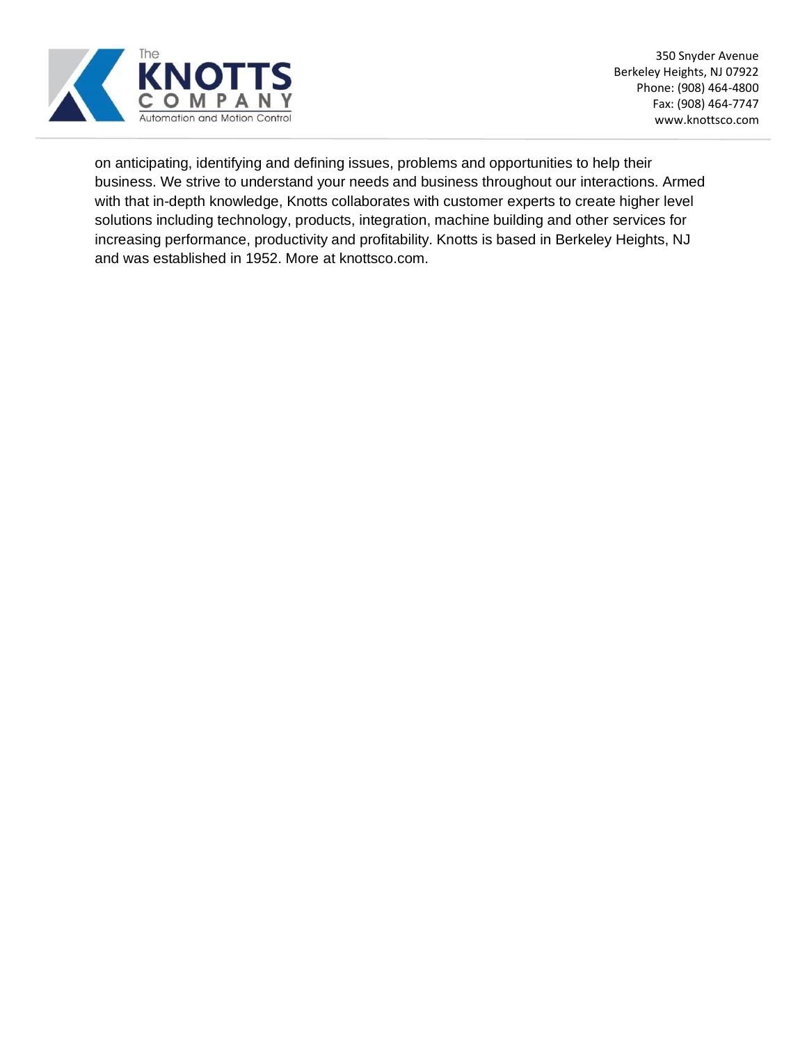on anticipating, identifying and defining issues, problems and opportunities to help their business. We strive to understand your needs and business throughout our interactions. Armed with that in-depth knowledge, Knotts collaborates with customer experts to create higher level solutions including technology, products, integration, machine building and other services for increasing performance, productivity and profitability. Knotts is based in Berkeley Heights, NJ and was established in 1952. More at knottsco.com.